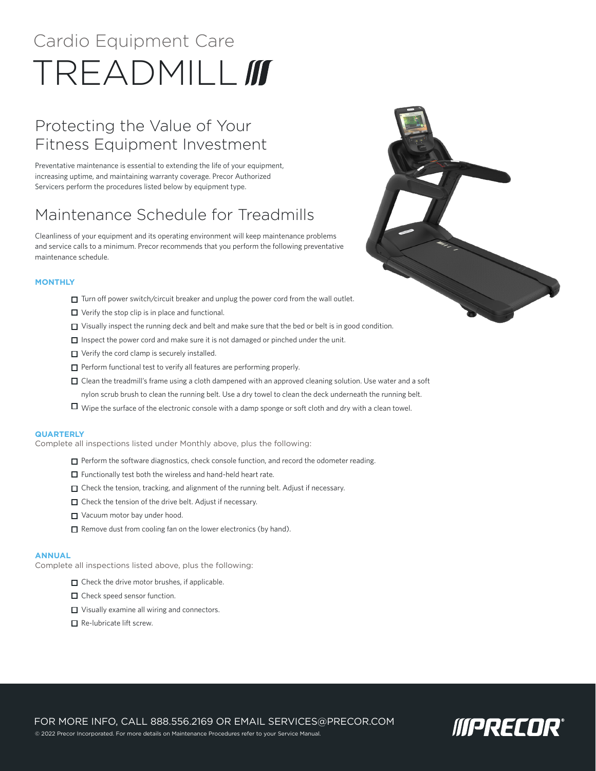# Cardio Equipment Care

# TREADMILL

## Protecting the Value of Your Fitness Equipment Investment

Preventative maintenance is essential to extending the life of your equipment, increasing uptime, and maintaining warranty coverage. Precor Authorized Servicers perform the procedures listed below by equipment type.

## Maintenance Schedule for Treadmills

Cleanliness of your equipment and its operating environment will keep maintenance problems and service calls to a minimum. Precor recommends that you perform the following preventative maintenance schedule.

### MONTHLY

- ☐ Turn off power switch/circuit breaker and unplug the power cord from the wall outlet.
- ☐ Verify the stop clip is in place and functional.
- ☐ Visually inspect the running deck and belt and make sure that the bed or belt is in good condition.
- ☐ Inspect the power cord and make sure it is not damaged or pinched under the unit.
- ☐ Verify the cord clamp is securely installed.
- ☐ Perform functional test to verify all features are performing properly.
- ☐ Clean the treadmill's frame using a cloth dampened with an approved cleaning solution. Use water and a soft nylon scrub brush to clean the running belt. Use a dry towel to clean the deck underneath the running belt.
- ☐ Wipe the surface of the electronic console with a damp sponge or soft cloth and dry with a clean towel.

### QUARTERLY

Complete all inspections listed under Monthly above, plus the following:

- ☐ Perform the software diagnostics, check console function, and record the odometer reading.
- ☐ Functionally test both the wireless and hand-held heart rate.
- ☐ Check the tension, tracking, and alignment of the running belt. Adjust if necessary.
- ☐ Check the tension of the drive belt. Adjust if necessary.
- ☐ Vacuum motor bay under hood.
- ☐ Remove dust from cooling fan on the lower electronics (by hand).

### ANNUAL

Complete all inspections listed above, plus the following:

- ☐ Check the drive motor brushes, if applicable.
- ☐ Check speed sensor function.
- ☐ Visually examine all wiring and connectors.
- ☐ Re-lubricate lift screw.

FOR MORE INFO, CALL 888.556.2169 OR EMAIL SERVICES@PRECOR.COM

© 2022 Precor Incorporated. For more details on Maintenance Procedures refer to your Service Manual.

PRECOR®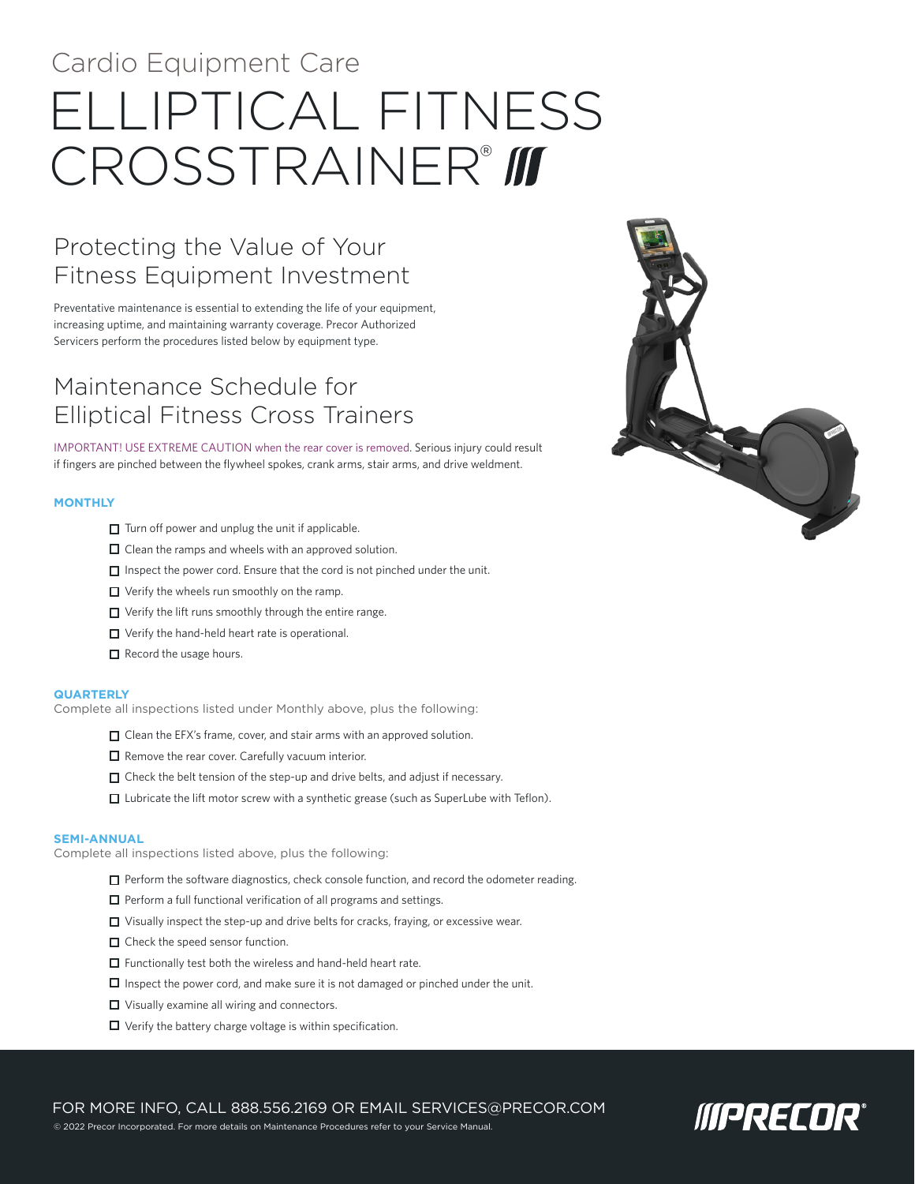Cardio Equipment Care

# ELLIPTICAL FITNESS CROSSTRAINER®

## Protecting the Value of Your Fitness Equipment Investment

Preventative maintenance is essential to extending the life of your equipment, increasing uptime, and maintaining warranty coverage. Precor Authorized Servicers perform the procedures listed below by equipment type.

## Maintenance Schedule for Elliptical Fitness Cross Trainers

IMPORTANT! USE EXTREME CAUTION when the rear cover is removed. Serious injury could result if fingers are pinched between the flywheel spokes, crank arms, stair arms, and drive weldment.

### MONTHLY

- ☐ Turn off power and unplug the unit if applicable.
- ☐ Clean the ramps and wheels with an approved solution.
- ☐ Inspect the power cord. Ensure that the cord is not pinched under the unit.
- ☐ Verify the wheels run smoothly on the ramp.
- ☐ Verify the lift runs smoothly through the entire range.
- ☐ Verify the hand-held heart rate is operational.
- ☐ Record the usage hours.

### QUARTERLY

Complete all inspections listed under Monthly above, plus the following:

- ☐ Clean the EFX's frame, cover, and stair arms with an approved solution.
- ☐ Remove the rear cover. Carefully vacuum interior.
- ☐ Check the belt tension of the step-up and drive belts, and adjust if necessary.
- ☐ Lubricate the lift motor screw with a synthetic grease (such as SuperLube with Teflon).

### SEMI-ANNUAL

Complete all inspections listed above, plus the following:

- ☐ Perform the software diagnostics, check console function, and record the odometer reading.
- ☐ Perform a full functional verification of all programs and settings.
- ☐ Visually inspect the step-up and drive belts for cracks, fraying, or excessive wear.
- ☐ Check the speed sensor function.
- ☐ Functionally test both the wireless and hand-held heart rate.
- ☐ Inspect the power cord, and make sure it is not damaged or pinched under the unit.
- ☐ Visually examine all wiring and connectors.
- ☐ Verify the battery charge voltage is within specification.

FOR MORE INFO, CALL 888.556.2169 OR EMAIL SERVICES@PRECOR.COM

© 2022 Precor Incorporated. For more details on Maintenance Procedures refer to your Service Manual.

PRECOR®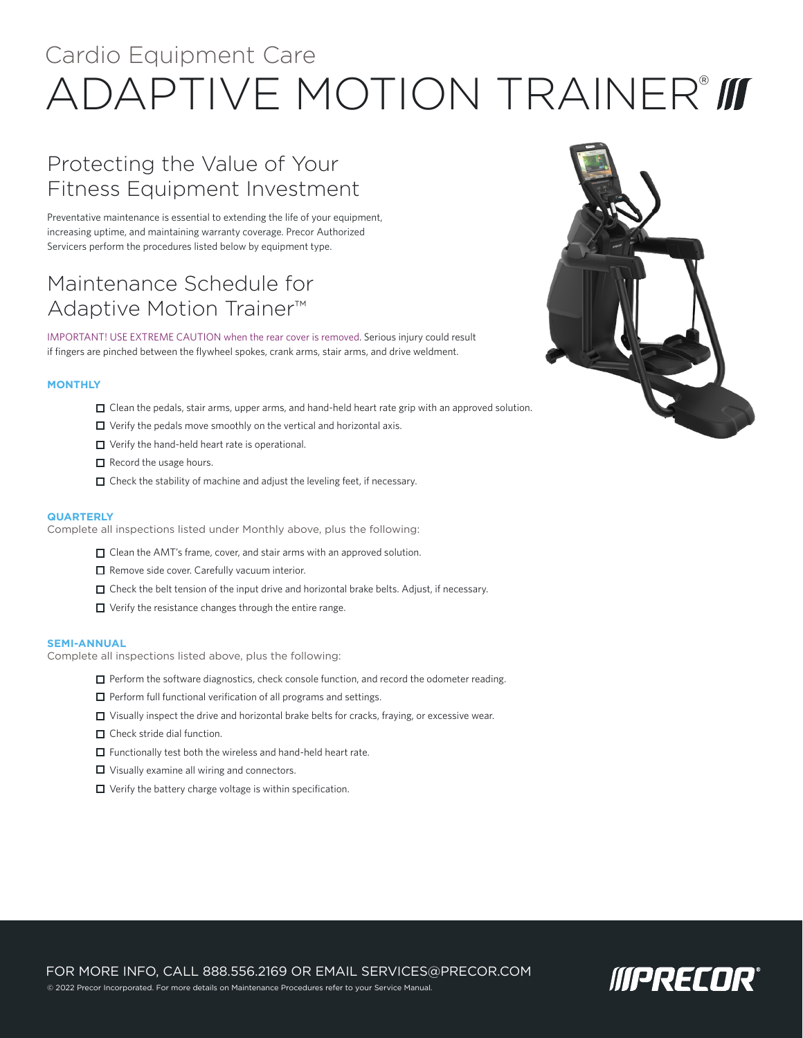# Cardio Equipment Care
# ADAPTIVE MOTION TRAINER®

## Protecting the Value of Your Fitness Equipment Investment

Preventative maintenance is essential to extending the life of your equipment, increasing uptime, and maintaining warranty coverage. Precor Authorized Servicers perform the procedures listed below by equipment type.

## Maintenance Schedule for Adaptive Motion Trainer™

IMPORTANT! USE EXTREME CAUTION when the rear cover is removed. Serious injury could result if fingers are pinched between the flywheel spokes, crank arms, stair arms, and drive weldment.

### MONTHLY

- ☐ Clean the pedals, stair arms, upper arms, and hand-held heart rate grip with an approved solution.
- ☐ Verify the pedals move smoothly on the vertical and horizontal axis.
- ☐ Verify the hand-held heart rate is operational.
- ☐ Record the usage hours.
- ☐ Check the stability of machine and adjust the leveling feet, if necessary.

### QUARTERLY

Complete all inspections listed under Monthly above, plus the following:

- ☐ Clean the AMT's frame, cover, and stair arms with an approved solution.
- ☐ Remove side cover. Carefully vacuum interior.
- ☐ Check the belt tension of the input drive and horizontal brake belts. Adjust, if necessary.
- ☐ Verify the resistance changes through the entire range.

### SEMI-ANNUAL

Complete all inspections listed above, plus the following:

- ☐ Perform the software diagnostics, check console function, and record the odometer reading.
- ☐ Perform full functional verification of all programs and settings.
- ☐ Visually inspect the drive and horizontal brake belts for cracks, fraying, or excessive wear.
- ☐ Check stride dial function.
- ☐ Functionally test both the wireless and hand-held heart rate.
- ☐ Visually examine all wiring and connectors.
- ☐ Verify the battery charge voltage is within specification.

FOR MORE INFO, CALL 888.556.2169 OR EMAIL SERVICES@PRECOR.COM

© 2022 Precor Incorporated. For more details on Maintenance Procedures refer to your Service Manual.

PRECOR®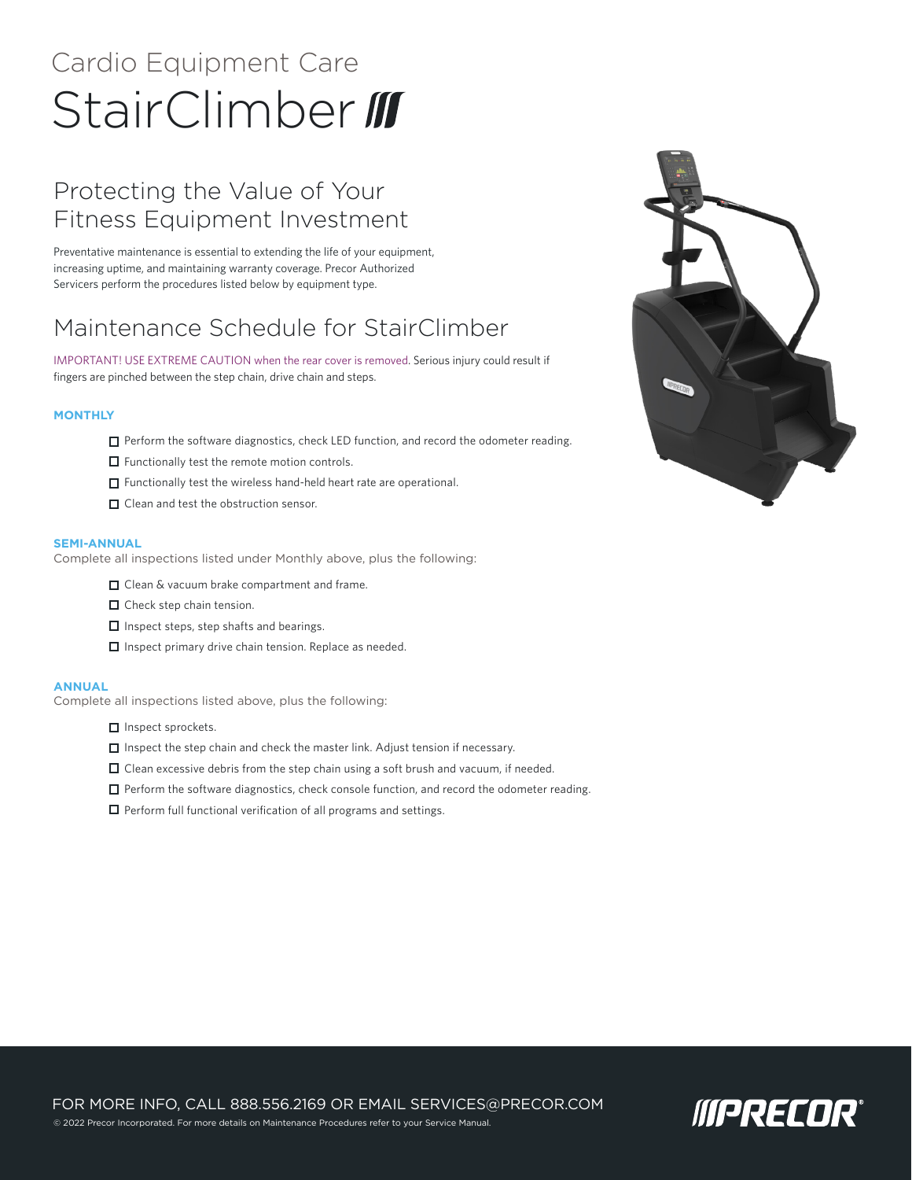# Cardio Equipment Care
# StairClimber

## Protecting the Value of Your Fitness Equipment Investment

Preventative maintenance is essential to extending the life of your equipment, increasing uptime, and maintaining warranty coverage. Precor Authorized Servicers perform the procedures listed below by equipment type.

## Maintenance Schedule for StairClimber

IMPORTANT! USE EXTREME CAUTION when the rear cover is removed. Serious injury could result if fingers are pinched between the step chain, drive chain and steps.

### MONTHLY

- ☐ Perform the software diagnostics, check LED function, and record the odometer reading.
- ☐ Functionally test the remote motion controls.
- ☐ Functionally test the wireless hand-held heart rate are operational.
- ☐ Clean and test the obstruction sensor.

### SEMI-ANNUAL

Complete all inspections listed under Monthly above, plus the following:

- ☐ Clean & vacuum brake compartment and frame.
- ☐ Check step chain tension.
- ☐ Inspect steps, step shafts and bearings.
- ☐ Inspect primary drive chain tension. Replace as needed.

### ANNUAL

Complete all inspections listed above, plus the following:

- ☐ Inspect sprockets.
- ☐ Inspect the step chain and check the master link. Adjust tension if necessary.
- ☐ Clean excessive debris from the step chain using a soft brush and vacuum, if needed.
- ☐ Perform the software diagnostics, check console function, and record the odometer reading.
- ☐ Perform full functional verification of all programs and settings.

FOR MORE INFO, CALL 888.556.2169 OR EMAIL SERVICES@PRECOR.COM

© 2022 Precor Incorporated. For more details on Maintenance Procedures refer to your Service Manual.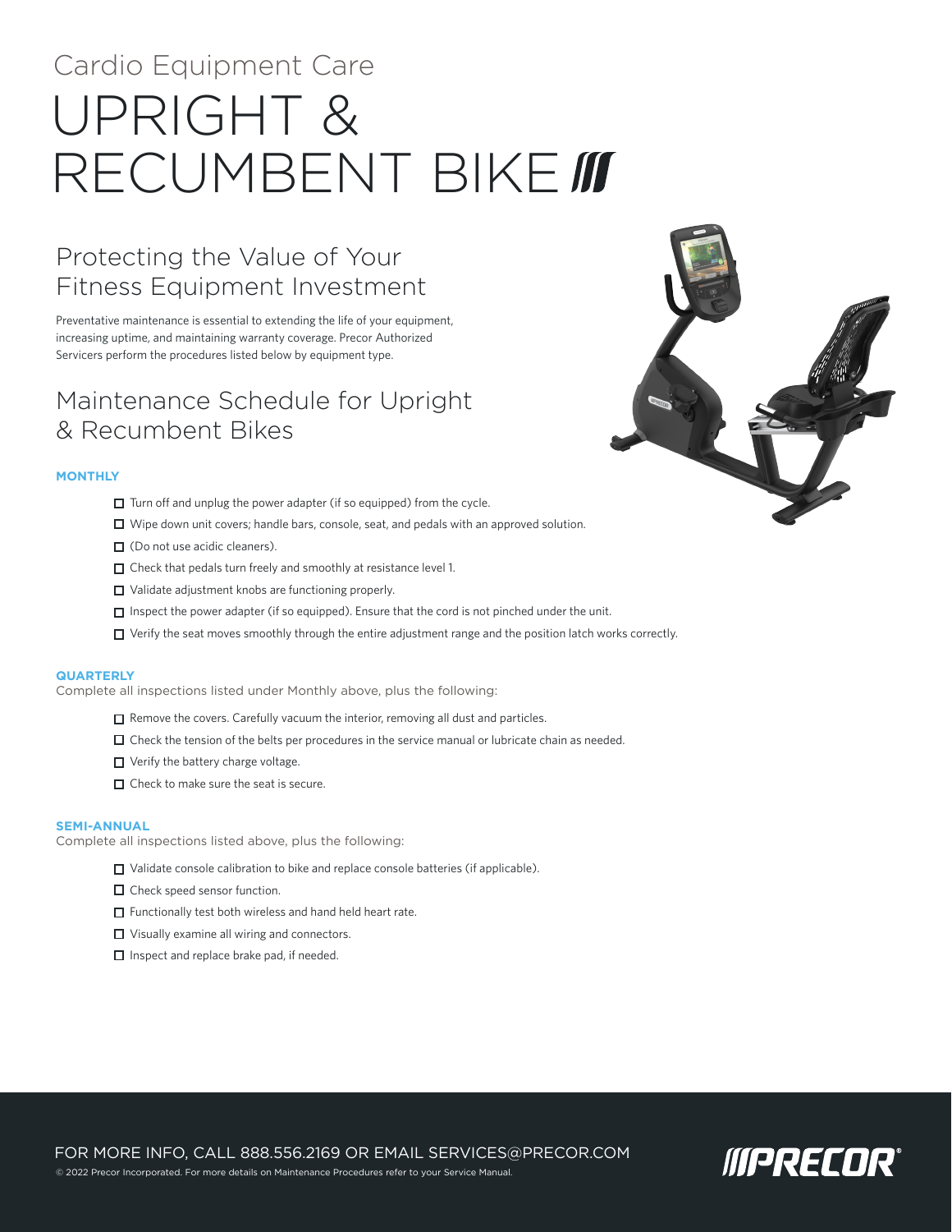Cardio Equipment Care

# UPRIGHT & RECUMBENT BIKE

## Protecting the Value of Your Fitness Equipment Investment

Preventative maintenance is essential to extending the life of your equipment, increasing uptime, and maintaining warranty coverage. Precor Authorized Servicers perform the procedures listed below by equipment type.

## Maintenance Schedule for Upright & Recumbent Bikes

### MONTHLY

- ☐ Turn off and unplug the power adapter (if so equipped) from the cycle.
- ☐ Wipe down unit covers; handle bars, console, seat, and pedals with an approved solution.
- ☐ (Do not use acidic cleaners).
- ☐ Check that pedals turn freely and smoothly at resistance level 1.
- ☐ Validate adjustment knobs are functioning properly.
- ☐ Inspect the power adapter (if so equipped). Ensure that the cord is not pinched under the unit.
- ☐ Verify the seat moves smoothly through the entire adjustment range and the position latch works correctly.

### QUARTERLY

Complete all inspections listed under Monthly above, plus the following:

- ☐ Remove the covers. Carefully vacuum the interior, removing all dust and particles.
- ☐ Check the tension of the belts per procedures in the service manual or lubricate chain as needed.
- ☐ Verify the battery charge voltage.
- ☐ Check to make sure the seat is secure.

### SEMI-ANNUAL

Complete all inspections listed above, plus the following:

- ☐ Validate console calibration to bike and replace console batteries (if applicable).
- ☐ Check speed sensor function.
- ☐ Functionally test both wireless and hand held heart rate.
- ☐ Visually examine all wiring and connectors.
- ☐ Inspect and replace brake pad, if needed.

FOR MORE INFO, CALL 888.556.2169 OR EMAIL SERVICES@PRECOR.COM

© 2022 Precor Incorporated. For more details on Maintenance Procedures refer to your Service Manual.

PRECOR®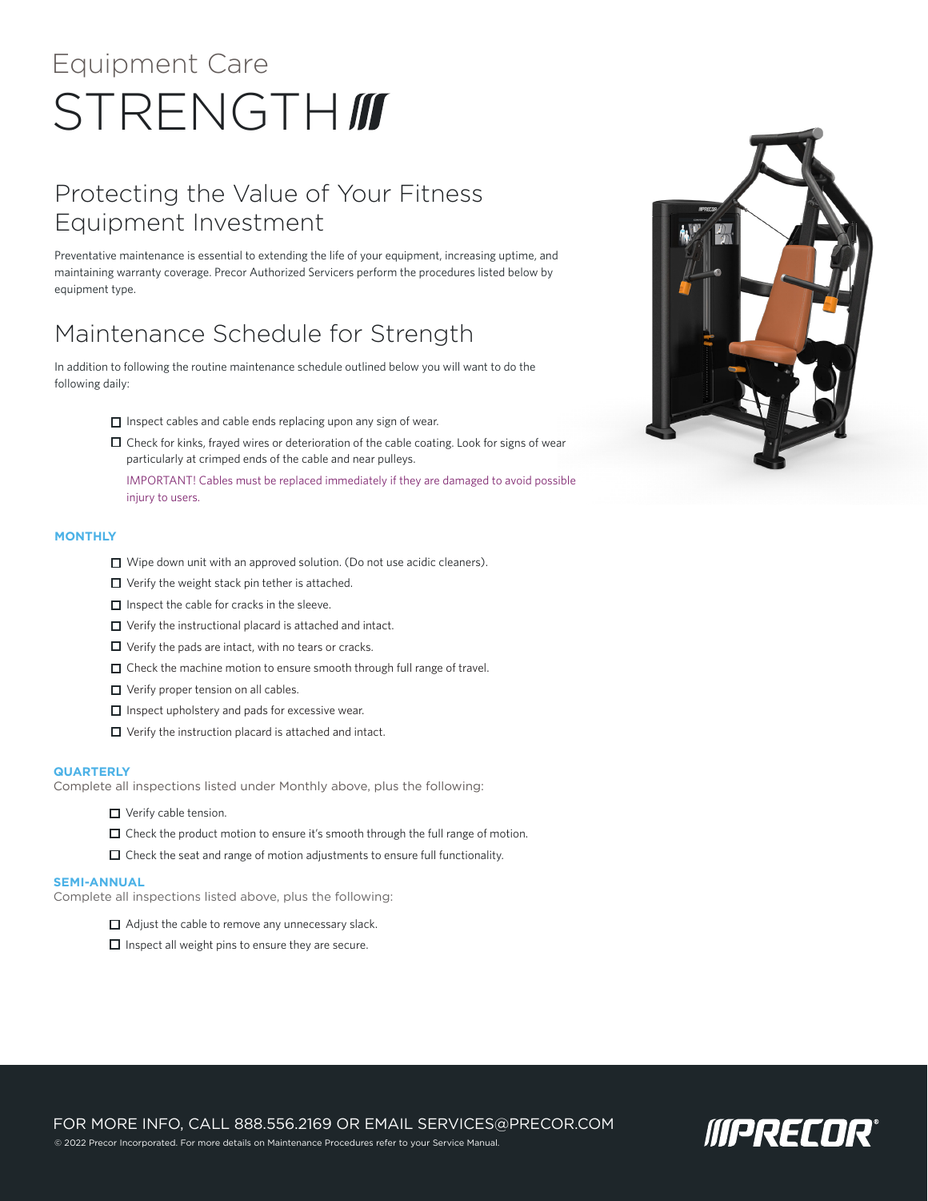# Equipment Care

# STRENGTH

## Protecting the Value of Your Fitness Equipment Investment

Preventative maintenance is essential to extending the life of your equipment, increasing uptime, and maintaining warranty coverage. Precor Authorized Servicers perform the procedures listed below by equipment type.

## Maintenance Schedule for Strength

In addition to following the routine maintenance schedule outlined below you will want to do the following daily:

- ☐ Inspect cables and cable ends replacing upon any sign of wear.
- ☐ Check for kinks, frayed wires or deterioration of the cable coating. Look for signs of wear particularly at crimped ends of the cable and near pulleys.

  IMPORTANT! Cables must be replaced immediately if they are damaged to avoid possible injury to users.

**MONTHLY**

- ☐ Wipe down unit with an approved solution. (Do not use acidic cleaners).
- ☐ Verify the weight stack pin tether is attached.
- ☐ Inspect the cable for cracks in the sleeve.
- ☐ Verify the instructional placard is attached and intact.
- ☐ Verify the pads are intact, with no tears or cracks.
- ☐ Check the machine motion to ensure smooth through full range of travel.
- ☐ Verify proper tension on all cables.
- ☐ Inspect upholstery and pads for excessive wear.
- ☐ Verify the instruction placard is attached and intact.

**QUARTERLY**

Complete all inspections listed under Monthly above, plus the following:

- ☐ Verify cable tension.
- ☐ Check the product motion to ensure it's smooth through the full range of motion.
- ☐ Check the seat and range of motion adjustments to ensure full functionality.

**SEMI-ANNUAL**

Complete all inspections listed above, plus the following:

- ☐ Adjust the cable to remove any unnecessary slack.
- ☐ Inspect all weight pins to ensure they are secure.

FOR MORE INFO, CALL 888.556.2169 OR EMAIL SERVICES@PRECOR.COM

© 2022 Precor Incorporated. For more details on Maintenance Procedures refer to your Service Manual.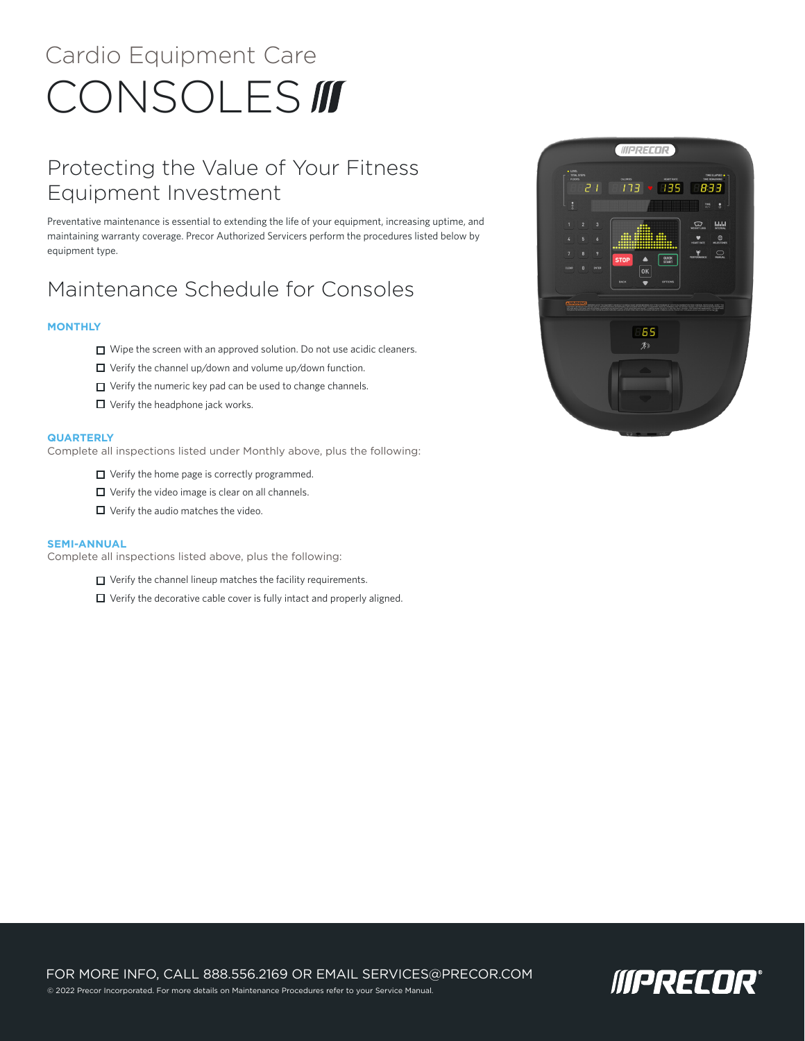Cardio Equipment Care

# CONSOLES

## Protecting the Value of Your Fitness Equipment Investment

Preventative maintenance is essential to extending the life of your equipment, increasing uptime, and maintaining warranty coverage. Precor Authorized Servicers perform the procedures listed below by equipment type.

## Maintenance Schedule for Consoles

### MONTHLY

- ☐ Wipe the screen with an approved solution. Do not use acidic cleaners.
- ☐ Verify the channel up/down and volume up/down function.
- ☐ Verify the numeric key pad can be used to change channels.
- ☐ Verify the headphone jack works.

### QUARTERLY

Complete all inspections listed under Monthly above, plus the following:

- ☐ Verify the home page is correctly programmed.
- ☐ Verify the video image is clear on all channels.
- ☐ Verify the audio matches the video.

### SEMI-ANNUAL

Complete all inspections listed above, plus the following:

- ☐ Verify the channel lineup matches the facility requirements.
- ☐ Verify the decorative cable cover is fully intact and properly aligned.

FOR MORE INFO, CALL 888.556.2169 OR EMAIL SERVICES@PRECOR.COM

© 2022 Precor Incorporated. For more details on Maintenance Procedures refer to your Service Manual.

PRECOR®